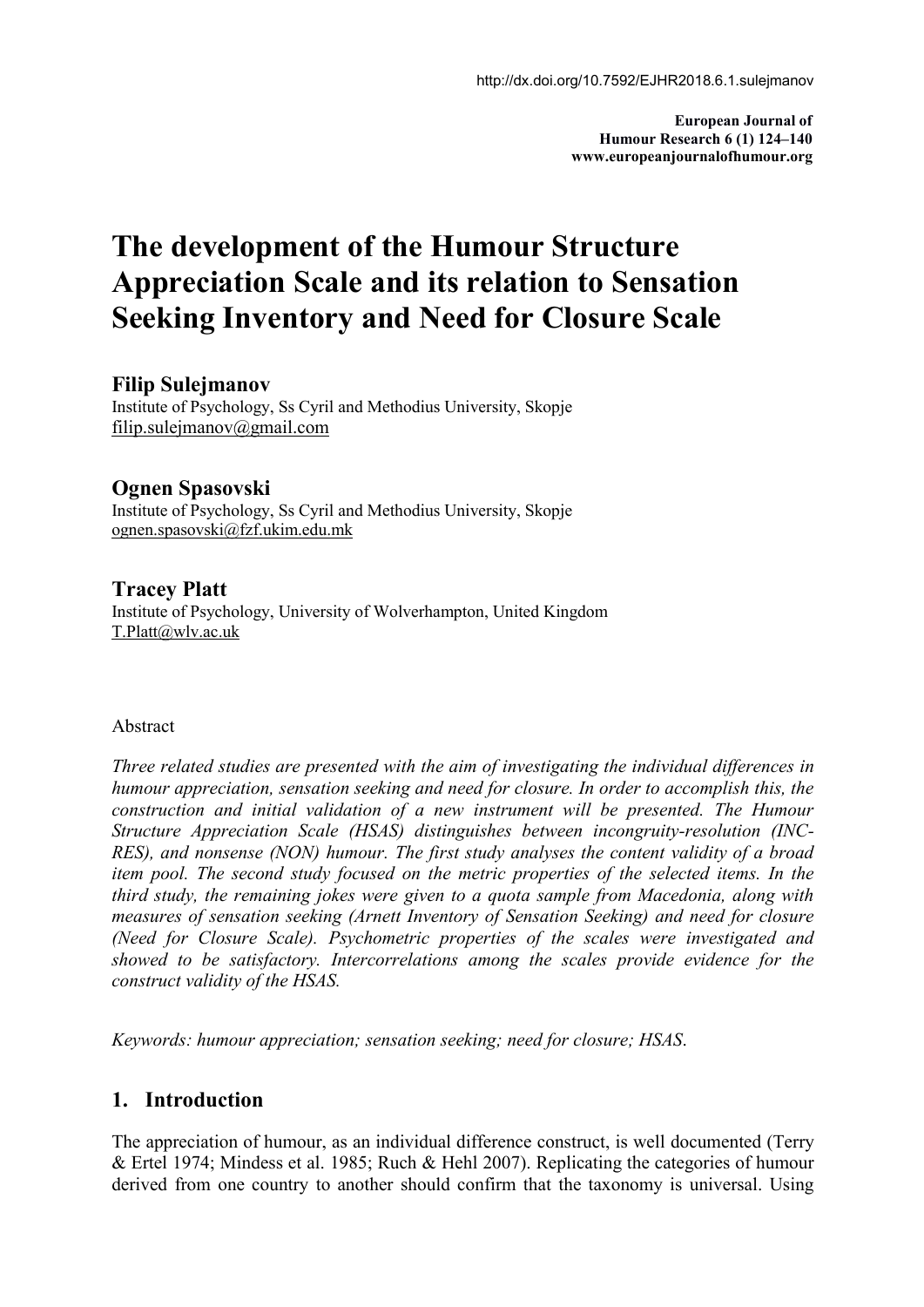http://dx.doi.org/10.7592/EJHR2018.6.1.sulejmanov

**European Journal of Humour Research 6 (1) 124–140**
**www.europeanjournalofhumour.org**

# The development of the Humour Structure Appreciation Scale and its relation to Sensation Seeking Inventory and Need for Closure Scale

### Filip Sulejmanov

Institute of Psychology, Ss Cyril and Methodius University, Skopje
filip.sulejmanov@gmail.com

### Ognen Spasovski

Institute of Psychology, Ss Cyril and Methodius University, Skopje
ognen.spasovski@fzf.ukim.edu.mk

### Tracey Platt

Institute of Psychology, University of Wolverhampton, United Kingdom
T.Platt@wlv.ac.uk

Abstract

*Three related studies are presented with the aim of investigating the individual differences in humour appreciation, sensation seeking and need for closure. In order to accomplish this, the construction and initial validation of a new instrument will be presented. The Humour Structure Appreciation Scale (HSAS) distinguishes between incongruity-resolution (INC-RES), and nonsense (NON) humour. The first study analyses the content validity of a broad item pool. The second study focused on the metric properties of the selected items. In the third study, the remaining jokes were given to a quota sample from Macedonia, along with measures of sensation seeking (Arnett Inventory of Sensation Seeking) and need for closure (Need for Closure Scale). Psychometric properties of the scales were investigated and showed to be satisfactory. Intercorrelations among the scales provide evidence for the construct validity of the HSAS.*

*Keywords: humour appreciation; sensation seeking; need for closure; HSAS.*

## 1. Introduction

The appreciation of humour, as an individual difference construct, is well documented (Terry & Ertel 1974; Mindess et al. 1985; Ruch & Hehl 2007). Replicating the categories of humour derived from one country to another should confirm that the taxonomy is universal. Using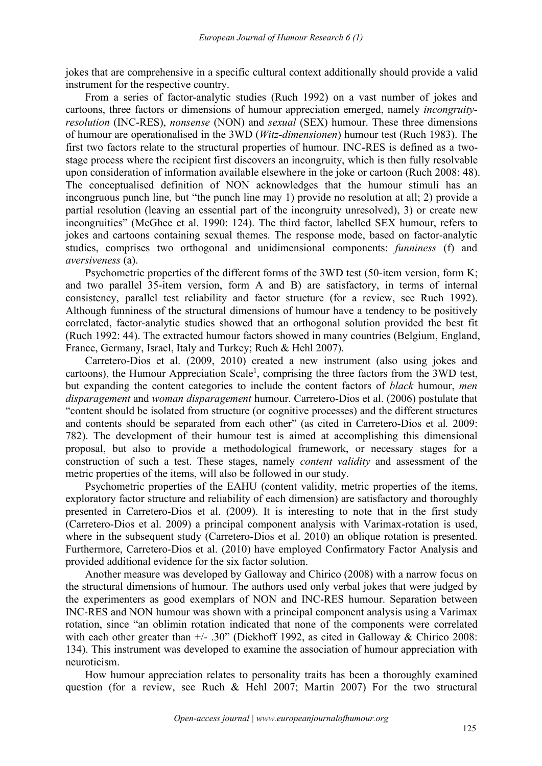jokes that are comprehensive in a specific cultural context additionally should provide a valid instrument for the respective country.

From a series of factor-analytic studies (Ruch 1992) on a vast number of jokes and cartoons, three factors or dimensions of humour appreciation emerged, namely *incongruity-resolution* (INC-RES), *nonsense* (NON) and *sexual* (SEX) humour. These three dimensions of humour are operationalised in the 3WD (*Witz-dimensionen*) humour test (Ruch 1983). The first two factors relate to the structural properties of humour. INC-RES is defined as a two-stage process where the recipient first discovers an incongruity, which is then fully resolvable upon consideration of information available elsewhere in the joke or cartoon (Ruch 2008: 48). The conceptualised definition of NON acknowledges that the humour stimuli has an incongruous punch line, but "the punch line may 1) provide no resolution at all; 2) provide a partial resolution (leaving an essential part of the incongruity unresolved), 3) or create new incongruities" (McGhee et al. 1990: 124). The third factor, labelled SEX humour, refers to jokes and cartoons containing sexual themes. The response mode, based on factor-analytic studies, comprises two orthogonal and unidimensional components: *funniness* (f) and *aversiveness* (a).

Psychometric properties of the different forms of the 3WD test (50-item version, form K; and two parallel 35-item version, form A and B) are satisfactory, in terms of internal consistency, parallel test reliability and factor structure (for a review, see Ruch 1992). Although funniness of the structural dimensions of humour have a tendency to be positively correlated, factor-analytic studies showed that an orthogonal solution provided the best fit (Ruch 1992: 44). The extracted humour factors showed in many countries (Belgium, England, France, Germany, Israel, Italy and Turkey; Ruch & Hehl 2007).

Carretero-Dios et al. (2009, 2010) created a new instrument (also using jokes and cartoons), the Humour Appreciation Scale[1], comprising the three factors from the 3WD test, but expanding the content categories to include the content factors of *black* humour, *men disparagement* and *woman disparagement* humour. Carretero-Dios et al. (2006) postulate that "content should be isolated from structure (or cognitive processes) and the different structures and contents should be separated from each other" (as cited in Carretero-Dios et al*.* 2009: 782). The development of their humour test is aimed at accomplishing this dimensional proposal, but also to provide a methodological framework, or necessary stages for a construction of such a test. These stages, namely *content validity* and assessment of the metric properties of the items, will also be followed in our study.

Psychometric properties of the EAHU (content validity, metric properties of the items, exploratory factor structure and reliability of each dimension) are satisfactory and thoroughly presented in Carretero-Dios et al. (2009). It is interesting to note that in the first study (Carretero-Dios et al. 2009) a principal component analysis with Varimax-rotation is used, where in the subsequent study (Carretero-Dios et al. 2010) an oblique rotation is presented. Furthermore, Carretero-Dios et al. (2010) have employed Confirmatory Factor Analysis and provided additional evidence for the six factor solution.

Another measure was developed by Galloway and Chirico (2008) with a narrow focus on the structural dimensions of humour. The authors used only verbal jokes that were judged by the experimenters as good exemplars of NON and INC-RES humour. Separation between INC-RES and NON humour was shown with a principal component analysis using a Varimax rotation, since "an oblimin rotation indicated that none of the components were correlated with each other greater than +/- .30" (Diekhoff 1992, as cited in Galloway & Chirico 2008: 134). This instrument was developed to examine the association of humour appreciation with neuroticism.

How humour appreciation relates to personality traits has been a thoroughly examined question (for a review, see Ruch & Hehl 2007; Martin 2007) For the two structural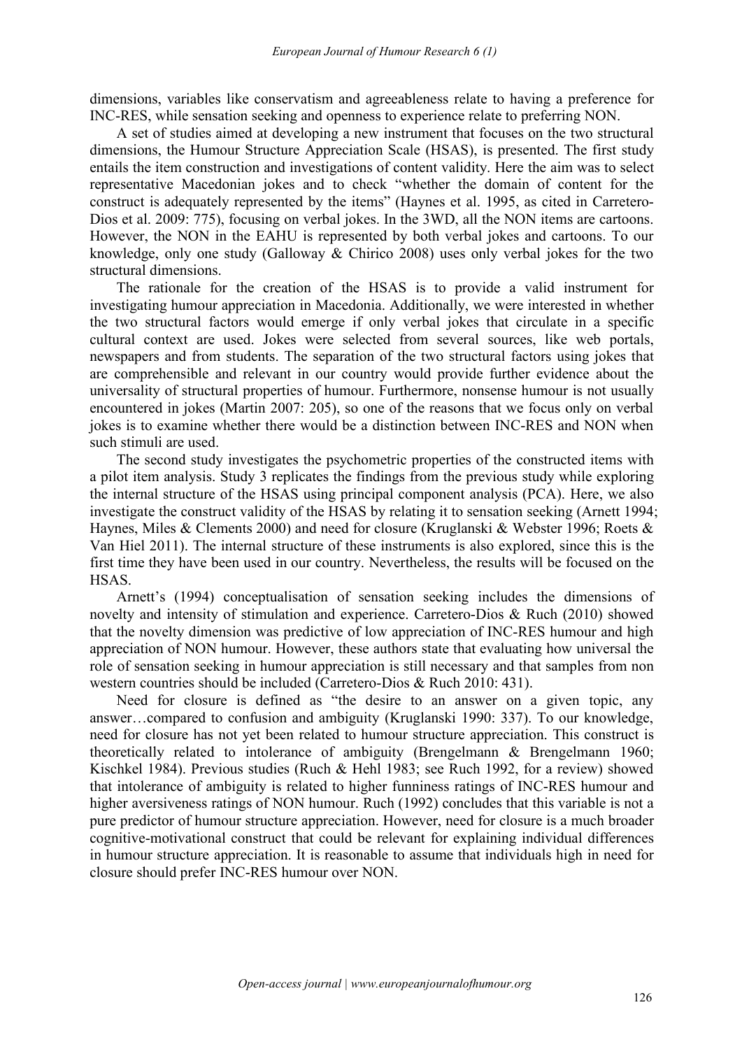dimensions, variables like conservatism and agreeableness relate to having a preference for INC-RES, while sensation seeking and openness to experience relate to preferring NON.

A set of studies aimed at developing a new instrument that focuses on the two structural dimensions, the Humour Structure Appreciation Scale (HSAS), is presented. The first study entails the item construction and investigations of content validity. Here the aim was to select representative Macedonian jokes and to check "whether the domain of content for the construct is adequately represented by the items" (Haynes et al. 1995, as cited in Carretero-Dios et al. 2009: 775), focusing on verbal jokes. In the 3WD, all the NON items are cartoons. However, the NON in the EAHU is represented by both verbal jokes and cartoons. To our knowledge, only one study (Galloway & Chirico 2008) uses only verbal jokes for the two structural dimensions.

The rationale for the creation of the HSAS is to provide a valid instrument for investigating humour appreciation in Macedonia. Additionally, we were interested in whether the two structural factors would emerge if only verbal jokes that circulate in a specific cultural context are used. Jokes were selected from several sources, like web portals, newspapers and from students. The separation of the two structural factors using jokes that are comprehensible and relevant in our country would provide further evidence about the universality of structural properties of humour. Furthermore, nonsense humour is not usually encountered in jokes (Martin 2007: 205), so one of the reasons that we focus only on verbal jokes is to examine whether there would be a distinction between INC-RES and NON when such stimuli are used.

The second study investigates the psychometric properties of the constructed items with a pilot item analysis. Study 3 replicates the findings from the previous study while exploring the internal structure of the HSAS using principal component analysis (PCA). Here, we also investigate the construct validity of the HSAS by relating it to sensation seeking (Arnett 1994; Haynes, Miles & Clements 2000) and need for closure (Kruglanski & Webster 1996; Roets & Van Hiel 2011). The internal structure of these instruments is also explored, since this is the first time they have been used in our country. Nevertheless, the results will be focused on the HSAS.

Arnett's (1994) conceptualisation of sensation seeking includes the dimensions of novelty and intensity of stimulation and experience. Carretero-Dios & Ruch (2010) showed that the novelty dimension was predictive of low appreciation of INC-RES humour and high appreciation of NON humour. However, these authors state that evaluating how universal the role of sensation seeking in humour appreciation is still necessary and that samples from non western countries should be included (Carretero-Dios & Ruch 2010: 431).

Need for closure is defined as "the desire to an answer on a given topic, any answer…compared to confusion and ambiguity (Kruglanski 1990: 337). To our knowledge, need for closure has not yet been related to humour structure appreciation. This construct is theoretically related to intolerance of ambiguity (Brengelmann & Brengelmann 1960; Kischkel 1984). Previous studies (Ruch & Hehl 1983; see Ruch 1992, for a review) showed that intolerance of ambiguity is related to higher funniness ratings of INC-RES humour and higher aversiveness ratings of NON humour. Ruch (1992) concludes that this variable is not a pure predictor of humour structure appreciation. However, need for closure is a much broader cognitive-motivational construct that could be relevant for explaining individual differences in humour structure appreciation. It is reasonable to assume that individuals high in need for closure should prefer INC-RES humour over NON.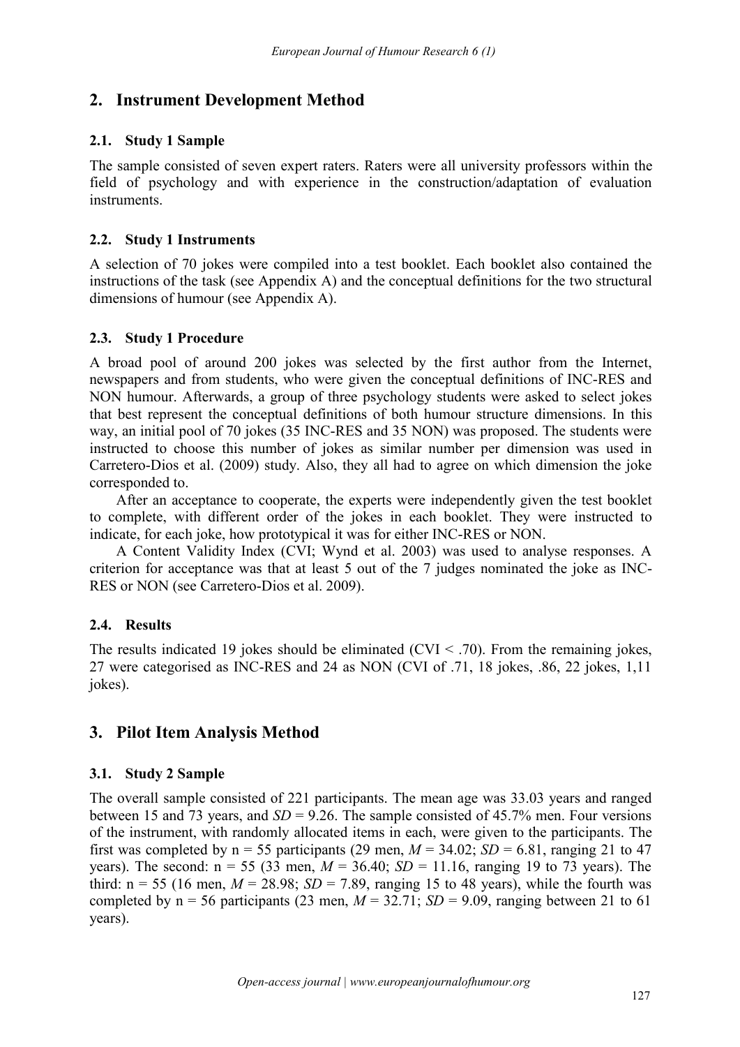## 2. Instrument Development Method

### 2.1. Study 1 Sample

The sample consisted of seven expert raters. Raters were all university professors within the field of psychology and with experience in the construction/adaptation of evaluation instruments.

### 2.2. Study 1 Instruments

A selection of 70 jokes were compiled into a test booklet. Each booklet also contained the instructions of the task (see Appendix A) and the conceptual definitions for the two structural dimensions of humour (see Appendix A).

### 2.3. Study 1 Procedure

A broad pool of around 200 jokes was selected by the first author from the Internet, newspapers and from students, who were given the conceptual definitions of INC-RES and NON humour. Afterwards, a group of three psychology students were asked to select jokes that best represent the conceptual definitions of both humour structure dimensions. In this way, an initial pool of 70 jokes (35 INC-RES and 35 NON) was proposed. The students were instructed to choose this number of jokes as similar number per dimension was used in Carretero-Dios et al. (2009) study. Also, they all had to agree on which dimension the joke corresponded to.

After an acceptance to cooperate, the experts were independently given the test booklet to complete, with different order of the jokes in each booklet. They were instructed to indicate, for each joke, how prototypical it was for either INC-RES or NON.

A Content Validity Index (CVI; Wynd et al. 2003) was used to analyse responses. A criterion for acceptance was that at least 5 out of the 7 judges nominated the joke as INC-RES or NON (see Carretero-Dios et al. 2009).

### 2.4. Results

The results indicated 19 jokes should be eliminated (CVI < .70). From the remaining jokes, 27 were categorised as INC-RES and 24 as NON (CVI of .71, 18 jokes, .86, 22 jokes, 1,11 jokes).

## 3. Pilot Item Analysis Method

### 3.1. Study 2 Sample

The overall sample consisted of 221 participants. The mean age was 33.03 years and ranged between 15 and 73 years, and $SD$ = 9.26. The sample consisted of 45.7% men. Four versions of the instrument, with randomly allocated items in each, were given to the participants. The first was completed by n = 55 participants (29 men, $M$ = 34.02; $SD$ = 6.81, ranging 21 to 47 years). The second: n = 55 (33 men, $M$ = 36.40; $SD$ = 11.16, ranging 19 to 73 years). The third: n = 55 (16 men, $M$ = 28.98; $SD$ = 7.89, ranging 15 to 48 years), while the fourth was completed by n = 56 participants (23 men, $M$ = 32.71; $SD$ = 9.09, ranging between 21 to 61 years).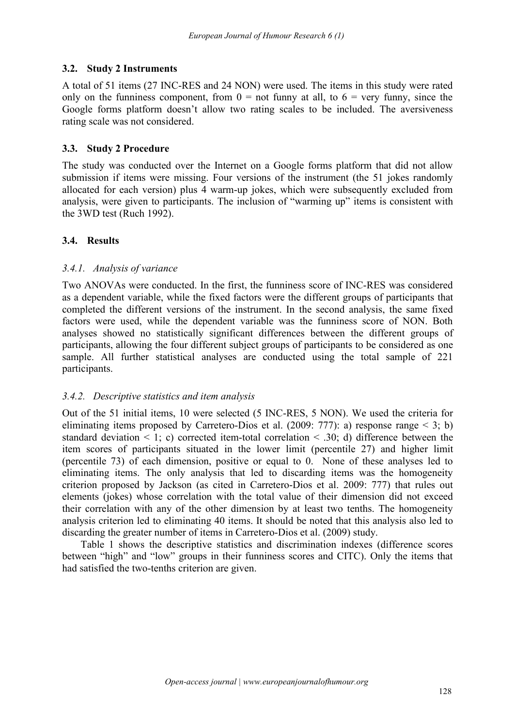### 3.2. Study 2 Instruments

A total of 51 items (27 INC-RES and 24 NON) were used. The items in this study were rated only on the funniness component, from 0 = not funny at all, to 6 = very funny, since the Google forms platform doesn't allow two rating scales to be included. The aversiveness rating scale was not considered.

### 3.3. Study 2 Procedure

The study was conducted over the Internet on a Google forms platform that did not allow submission if items were missing. Four versions of the instrument (the 51 jokes randomly allocated for each version) plus 4 warm-up jokes, which were subsequently excluded from analysis, were given to participants. The inclusion of "warming up" items is consistent with the 3WD test (Ruch 1992).

### 3.4. Results

#### *3.4.1. Analysis of variance*

Two ANOVAs were conducted. In the first, the funniness score of INC-RES was considered as a dependent variable, while the fixed factors were the different groups of participants that completed the different versions of the instrument. In the second analysis, the same fixed factors were used, while the dependent variable was the funniness score of NON. Both analyses showed no statistically significant differences between the different groups of participants, allowing the four different subject groups of participants to be considered as one sample. All further statistical analyses are conducted using the total sample of 221 participants.

#### *3.4.2. Descriptive statistics and item analysis*

Out of the 51 initial items, 10 were selected (5 INC-RES, 5 NON). We used the criteria for eliminating items proposed by Carretero-Dios et al. (2009: 777): a) response range $< 3$; b) standard deviation $< 1$; c) corrected item-total correlation $< .30$; d) difference between the item scores of participants situated in the lower limit (percentile 27) and higher limit (percentile 73) of each dimension, positive or equal to 0. None of these analyses led to eliminating items. The only analysis that led to discarding items was the homogeneity criterion proposed by Jackson (as cited in Carretero-Dios et al. 2009: 777) that rules out elements (jokes) whose correlation with the total value of their dimension did not exceed their correlation with any of the other dimension by at least two tenths. The homogeneity analysis criterion led to eliminating 40 items. It should be noted that this analysis also led to discarding the greater number of items in Carretero-Dios et al. (2009) study.

Table 1 shows the descriptive statistics and discrimination indexes (difference scores between "high" and "low" groups in their funniness scores and CITC). Only the items that had satisfied the two-tenths criterion are given.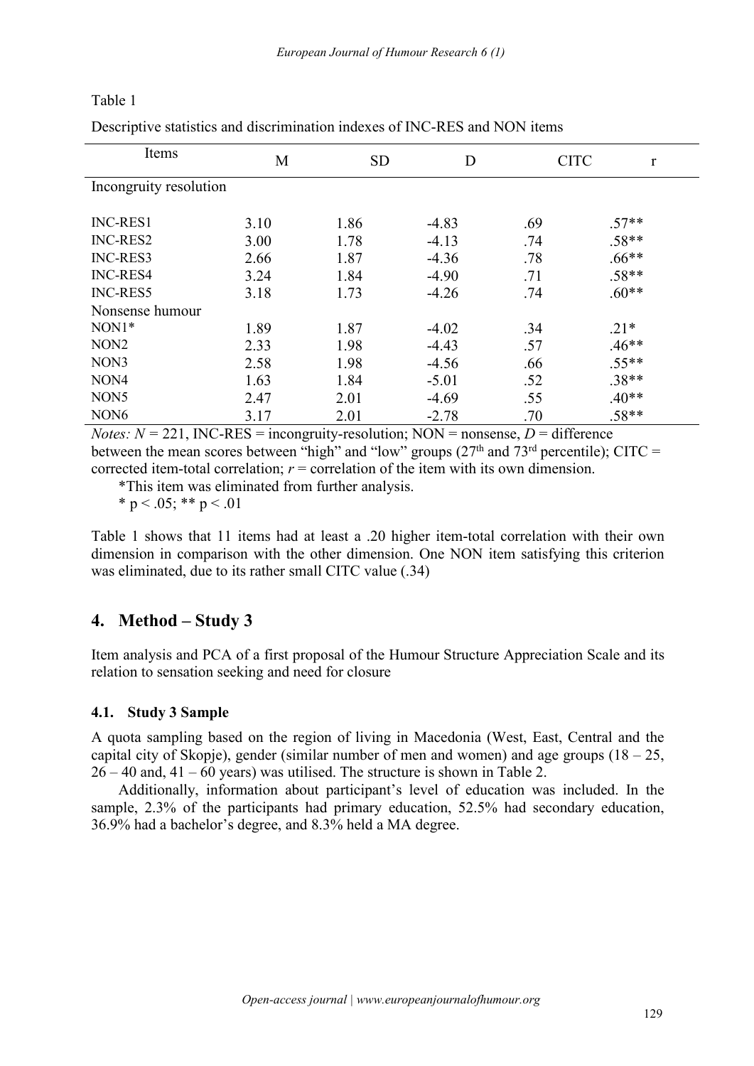Table 1

Descriptive statistics and discrimination indexes of INC-RES and NON items

| Items | M | SD | D | CITC | r |
|---|---|---|---|---|---|
| Incongruity resolution | | | | | |
| INC-RES1 | 3.10 | 1.86 | -4.83 | .69 | .57** |
| INC-RES2 | 3.00 | 1.78 | -4.13 | .74 | .58** |
| INC-RES3 | 2.66 | 1.87 | -4.36 | .78 | .66** |
| INC-RES4 | 3.24 | 1.84 | -4.90 | .71 | .58** |
| INC-RES5 | 3.18 | 1.73 | -4.26 | .74 | .60** |
| Nonsense humour | | | | | |
| NON1* | 1.89 | 1.87 | -4.02 | .34 | .21* |
| NON2 | 2.33 | 1.98 | -4.43 | .57 | .46** |
| NON3 | 2.58 | 1.98 | -4.56 | .66 | .55** |
| NON4 | 1.63 | 1.84 | -5.01 | .52 | .38** |
| NON5 | 2.47 | 2.01 | -4.69 | .55 | .40** |
| NON6 | 3.17 | 2.01 | -2.78 | .70 | .58** |

*Notes:* $N = 221$, INC-RES = incongruity-resolution; NON = nonsense, $D$ = difference between the mean scores between "high" and "low" groups (27th and 73rd percentile); CITC = corrected item-total correlation; $r$ = correlation of the item with its own dimension.

*This item was eliminated from further analysis.

* $p < .05$; ** $p < .01$

Table 1 shows that 11 items had at least a .20 higher item-total correlation with their own dimension in comparison with the other dimension. One NON item satisfying this criterion was eliminated, due to its rather small CITC value (.34)

## 4. Method – Study 3

Item analysis and PCA of a first proposal of the Humour Structure Appreciation Scale and its relation to sensation seeking and need for closure

### 4.1. Study 3 Sample

A quota sampling based on the region of living in Macedonia (West, East, Central and the capital city of Skopje), gender (similar number of men and women) and age groups (18 – 25, 26 – 40 and, 41 – 60 years) was utilised. The structure is shown in Table 2.

Additionally, information about participant's level of education was included. In the sample, 2.3% of the participants had primary education, 52.5% had secondary education, 36.9% had a bachelor's degree, and 8.3% held a MA degree.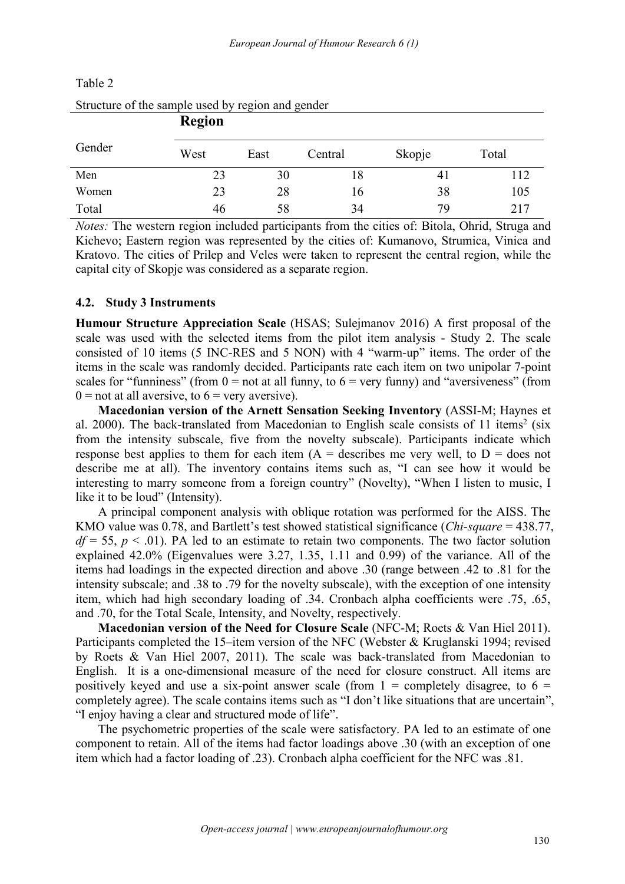Table 2

Structure of the sample used by region and gender

| Gender | Region | | | | |
|---|---|---|---|---|---|
| | West | East | Central | Skopje | Total |
| Men | 23 | 30 | 18 | 41 | 112 |
| Women | 23 | 28 | 16 | 38 | 105 |
| Total | 46 | 58 | 34 | 79 | 217 |

*Notes:* The western region included participants from the cities of: Bitola, Ohrid, Struga and Kichevo; Eastern region was represented by the cities of: Kumanovo, Strumica, Vinica and Kratovo. The cities of Prilep and Veles were taken to represent the central region, while the capital city of Skopje was considered as a separate region.

### 4.2. Study 3 Instruments

**Humour Structure Appreciation Scale** (HSAS; Sulejmanov 2016) A first proposal of the scale was used with the selected items from the pilot item analysis - Study 2. The scale consisted of 10 items (5 INC-RES and 5 NON) with 4 "warm-up" items. The order of the items in the scale was randomly decided. Participants rate each item on two unipolar 7-point scales for "funniness" (from 0 = not at all funny, to 6 = very funny) and "aversiveness" (from 0 = not at all aversive, to 6 = very aversive).

**Macedonian version of the Arnett Sensation Seeking Inventory** (ASSI-M; Haynes et al. 2000). The back-translated from Macedonian to English scale consists of 11 items[2] (six from the intensity subscale, five from the novelty subscale). Participants indicate which response best applies to them for each item (A = describes me very well, to D = does not describe me at all). The inventory contains items such as, "I can see how it would be interesting to marry someone from a foreign country" (Novelty), "When I listen to music, I like it to be loud" (Intensity).

A principal component analysis with oblique rotation was performed for the AISS. The KMO value was 0.78, and Bartlett's test showed statistical significance (*Chi-square* = 438.77, $df = 55$, $p < .01$). PA led to an estimate to retain two components. The two factor solution explained 42.0% (Eigenvalues were 3.27, 1.35, 1.11 and 0.99) of the variance. All of the items had loadings in the expected direction and above .30 (range between .42 to .81 for the intensity subscale; and .38 to .79 for the novelty subscale), with the exception of one intensity item, which had high secondary loading of .34. Cronbach alpha coefficients were .75, .65, and .70, for the Total Scale, Intensity, and Novelty, respectively.

**Macedonian version of the Need for Closure Scale** (NFC-M; Roets & Van Hiel 2011). Participants completed the 15–item version of the NFC (Webster & Kruglanski 1994; revised by Roets & Van Hiel 2007, 2011). The scale was back-translated from Macedonian to English. It is a one-dimensional measure of the need for closure construct. All items are positively keyed and use a six-point answer scale (from 1 = completely disagree, to 6 = completely agree). The scale contains items such as "I don't like situations that are uncertain", "I enjoy having a clear and structured mode of life".

The psychometric properties of the scale were satisfactory. PA led to an estimate of one component to retain. All of the items had factor loadings above .30 (with an exception of one item which had a factor loading of .23). Cronbach alpha coefficient for the NFC was .81.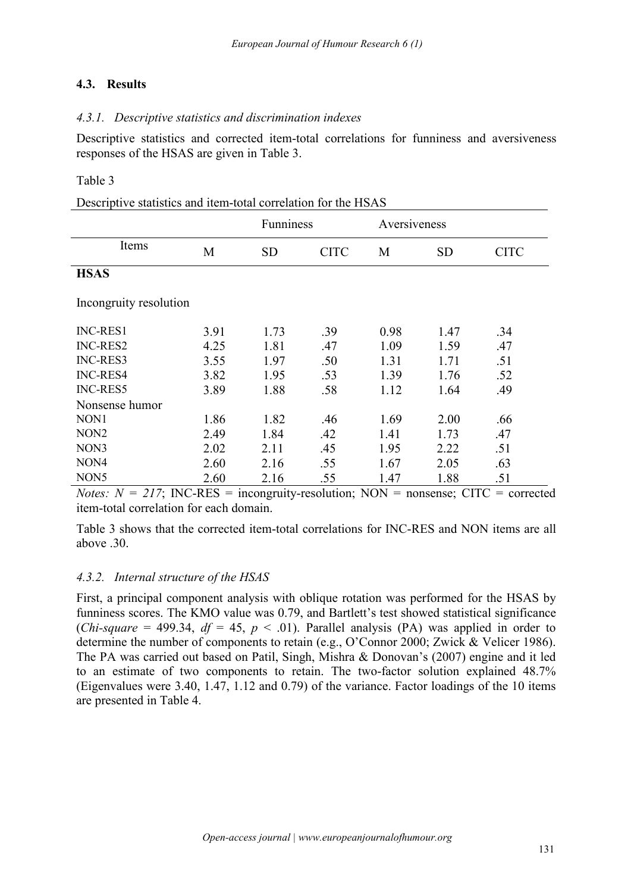### 4.3. Results

#### *4.3.1. Descriptive statistics and discrimination indexes*

Descriptive statistics and corrected item-total correlations for funniness and aversiveness responses of the HSAS are given in Table 3.

Table 3

Descriptive statistics and item-total correlation for the HSAS

| | Funniness | | | Aversiveness | | |
|---|---|---|---|---|---|---|
| Items | M | SD | CITC | M | SD | CITC |
| **HSAS** | | | | | | |
| Incongruity resolution | | | | | | |
| INC-RES1 | 3.91 | 1.73 | .39 | 0.98 | 1.47 | .34 |
| INC-RES2 | 4.25 | 1.81 | .47 | 1.09 | 1.59 | .47 |
| INC-RES3 | 3.55 | 1.97 | .50 | 1.31 | 1.71 | .51 |
| INC-RES4 | 3.82 | 1.95 | .53 | 1.39 | 1.76 | .52 |
| INC-RES5 | 3.89 | 1.88 | .58 | 1.12 | 1.64 | .49 |
| Nonsense humor | | | | | | |
| NON1 | 1.86 | 1.82 | .46 | 1.69 | 2.00 | .66 |
| NON2 | 2.49 | 1.84 | .42 | 1.41 | 1.73 | .47 |
| NON3 | 2.02 | 2.11 | .45 | 1.95 | 2.22 | .51 |
| NON4 | 2.60 | 2.16 | .55 | 1.67 | 2.05 | .63 |
| NON5 | 2.60 | 2.16 | .55 | 1.47 | 1.88 | .51 |

*Notes:* $N = 217$; INC-RES = incongruity-resolution; NON = nonsense; CITC = corrected item-total correlation for each domain.

Table 3 shows that the corrected item-total correlations for INC-RES and NON items are all above .30.

#### *4.3.2. Internal structure of the HSAS*

First, a principal component analysis with oblique rotation was performed for the HSAS by funniness scores. The KMO value was 0.79, and Bartlett's test showed statistical significance (*Chi-square* = 499.34, $df = 45$, $p < .01$). Parallel analysis (PA) was applied in order to determine the number of components to retain (e.g., O'Connor 2000; Zwick & Velicer 1986). The PA was carried out based on Patil, Singh, Mishra & Donovan's (2007) engine and it led to an estimate of two components to retain. The two-factor solution explained 48.7% (Eigenvalues were 3.40, 1.47, 1.12 and 0.79) of the variance. Factor loadings of the 10 items are presented in Table 4.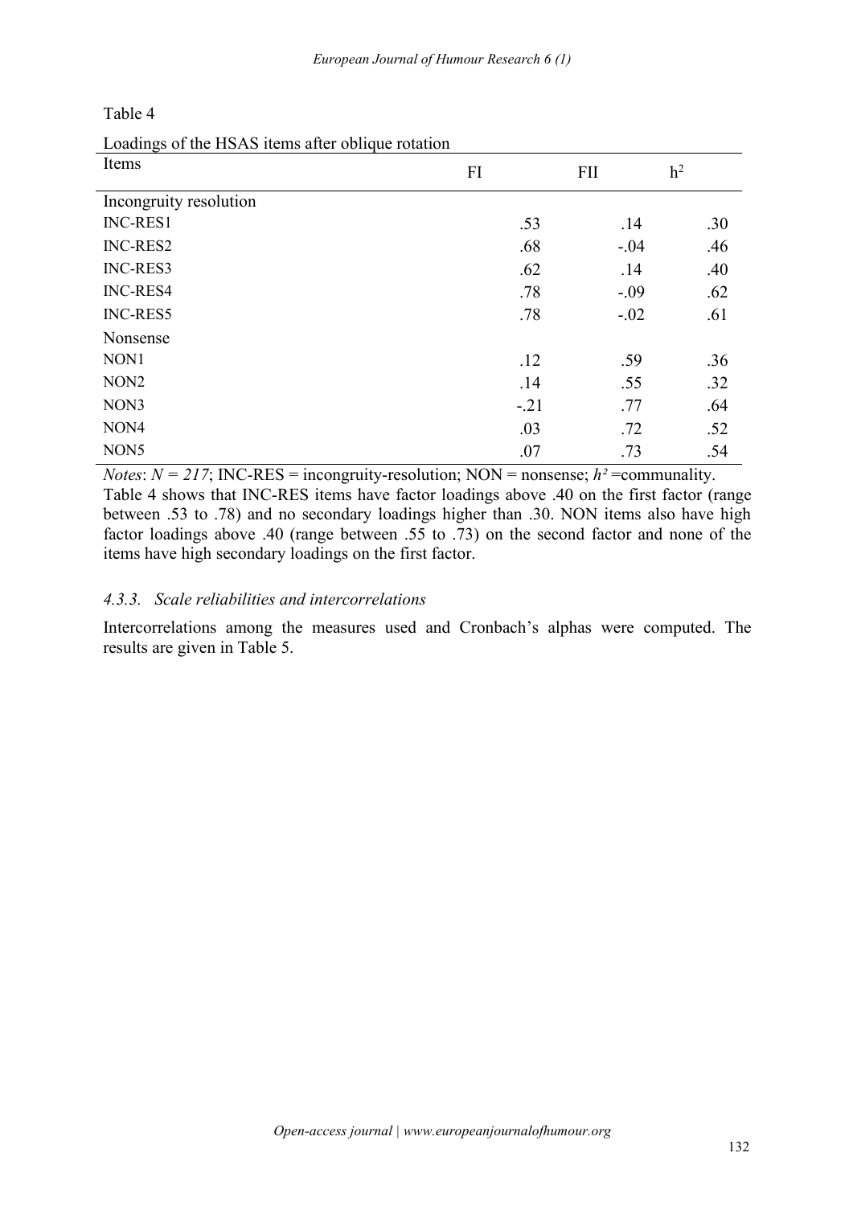Table 4

Loadings of the HSAS items after oblique rotation

| Items | FI | FII | $h^2$ |
|---|---|---|---|
| Incongruity resolution | | | |
| INC-RES1 | .53 | .14 | .30 |
| INC-RES2 | .68 | -.04 | .46 |
| INC-RES3 | .62 | .14 | .40 |
| INC-RES4 | .78 | -.09 | .62 |
| INC-RES5 | .78 | -.02 | .61 |
| Nonsense | | | |
| NON1 | .12 | .59 | .36 |
| NON2 | .14 | .55 | .32 |
| NON3 | -.21 | .77 | .64 |
| NON4 | .03 | .72 | .52 |
| NON5 | .07 | .73 | .54 |

*Notes*: $N = 217$; INC-RES = incongruity-resolution; NON = nonsense; $h^2$ =communality.

Table 4 shows that INC-RES items have factor loadings above .40 on the first factor (range between .53 to .78) and no secondary loadings higher than .30. NON items also have high factor loadings above .40 (range between .55 to .73) on the second factor and none of the items have high secondary loadings on the first factor.

#### *4.3.3. Scale reliabilities and intercorrelations*

Intercorrelations among the measures used and Cronbach's alphas were computed. The results are given in Table 5.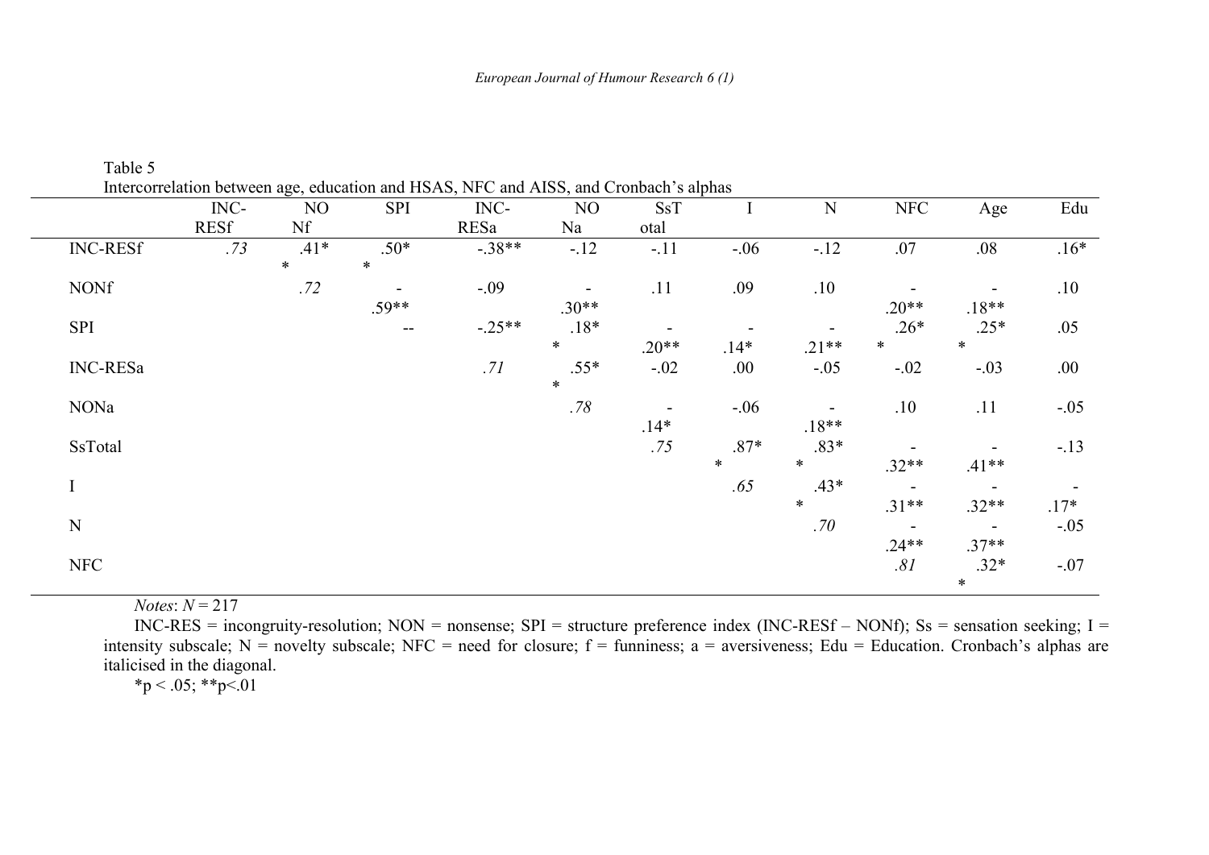Table 5
Intercorrelation between age, education and HSAS, NFC and AISS, and Cronbach's alphas

| | INC-RESf | NONf | SPI | INC-RESa | NONa | SsTotal | I | N | NFC | Age | Edu |
|---|---|---|---|---|---|---|---|---|---|---|---|
| INC-RESf | *.73* | .41** | .50** | -.38** | -.12 | -.11 | -.06 | -.12 | .07 | .08 | .16* |
| NONf | | *.72* | -.59** | -.09 | -.30** | .11 | .09 | .10 | -.20** | -.18** | .10 |
| SPI | | | -- | -.25** | .18** | -.20** | -.14* | -.21** | .26** | .25** | .05 |
| INC-RESa | | | | *.71* | .55** | -.02 | .00 | -.05 | -.02 | -.03 | .00 |
| NONa | | | | | *.78* | -.14* | -.06 | -.18** | .10 | .11 | -.05 |
| SsTotal | | | | | | *.75* | .87** | .83** | -.32** | -.41** | -.13 |
| I | | | | | | | *.65* | .43** | -.31** | -.32** | -.17* |
| N | | | | | | | | *.70* | -.24** | -.37** | -.05 |
| NFC | | | | | | | | | *.81* | .32** | -.07 |

*Notes*: *N* = 217

INC-RES = incongruity-resolution; NON = nonsense; SPI = structure preference index (INC-RESf – NONf); Ss = sensation seeking; I = intensity subscale; N = novelty subscale; NFC = need for closure; f = funniness; a = aversiveness; Edu = Education. Cronbach's alphas are italicised in the diagonal.

*p < .05; **p<.01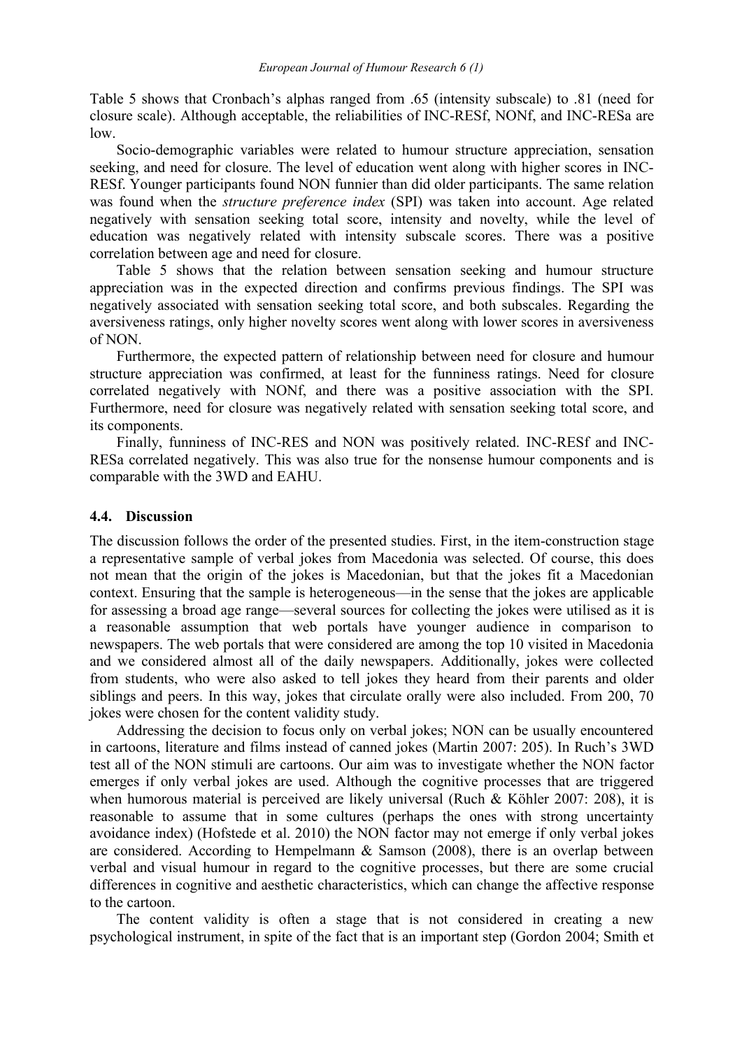Table 5 shows that Cronbach's alphas ranged from .65 (intensity subscale) to .81 (need for closure scale). Although acceptable, the reliabilities of INC-RESf, NONf, and INC-RESa are low.

Socio-demographic variables were related to humour structure appreciation, sensation seeking, and need for closure. The level of education went along with higher scores in INC-RESf. Younger participants found NON funnier than did older participants. The same relation was found when the *structure preference index* (SPI) was taken into account. Age related negatively with sensation seeking total score, intensity and novelty, while the level of education was negatively related with intensity subscale scores. There was a positive correlation between age and need for closure.

Table 5 shows that the relation between sensation seeking and humour structure appreciation was in the expected direction and confirms previous findings. The SPI was negatively associated with sensation seeking total score, and both subscales. Regarding the aversiveness ratings, only higher novelty scores went along with lower scores in aversiveness of NON.

Furthermore, the expected pattern of relationship between need for closure and humour structure appreciation was confirmed, at least for the funniness ratings. Need for closure correlated negatively with NONf, and there was a positive association with the SPI. Furthermore, need for closure was negatively related with sensation seeking total score, and its components.

Finally, funniness of INC-RES and NON was positively related. INC-RESf and INC-RESa correlated negatively. This was also true for the nonsense humour components and is comparable with the 3WD and EAHU.

### 4.4. Discussion

The discussion follows the order of the presented studies. First, in the item-construction stage a representative sample of verbal jokes from Macedonia was selected. Of course, this does not mean that the origin of the jokes is Macedonian, but that the jokes fit a Macedonian context. Ensuring that the sample is heterogeneous—in the sense that the jokes are applicable for assessing a broad age range—several sources for collecting the jokes were utilised as it is a reasonable assumption that web portals have younger audience in comparison to newspapers. The web portals that were considered are among the top 10 visited in Macedonia and we considered almost all of the daily newspapers. Additionally, jokes were collected from students, who were also asked to tell jokes they heard from their parents and older siblings and peers. In this way, jokes that circulate orally were also included. From 200, 70 jokes were chosen for the content validity study.

Addressing the decision to focus only on verbal jokes; NON can be usually encountered in cartoons, literature and films instead of canned jokes (Martin 2007: 205). In Ruch's 3WD test all of the NON stimuli are cartoons. Our aim was to investigate whether the NON factor emerges if only verbal jokes are used. Although the cognitive processes that are triggered when humorous material is perceived are likely universal (Ruch & Köhler 2007: 208), it is reasonable to assume that in some cultures (perhaps the ones with strong uncertainty avoidance index) (Hofstede et al. 2010) the NON factor may not emerge if only verbal jokes are considered. According to Hempelmann & Samson (2008), there is an overlap between verbal and visual humour in regard to the cognitive processes, but there are some crucial differences in cognitive and aesthetic characteristics, which can change the affective response to the cartoon.

The content validity is often a stage that is not considered in creating a new psychological instrument, in spite of the fact that is an important step (Gordon 2004; Smith et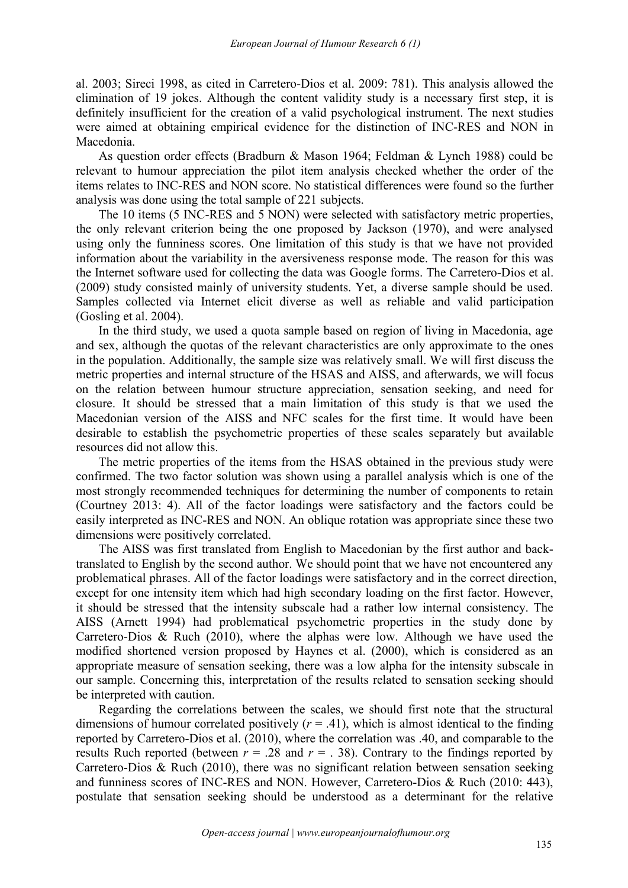al. 2003; Sireci 1998, as cited in Carretero-Dios et al. 2009: 781). This analysis allowed the elimination of 19 jokes. Although the content validity study is a necessary first step, it is definitely insufficient for the creation of a valid psychological instrument. The next studies were aimed at obtaining empirical evidence for the distinction of INC-RES and NON in Macedonia.

As question order effects (Bradburn & Mason 1964; Feldman & Lynch 1988) could be relevant to humour appreciation the pilot item analysis checked whether the order of the items relates to INC-RES and NON score. No statistical differences were found so the further analysis was done using the total sample of 221 subjects.

The 10 items (5 INC-RES and 5 NON) were selected with satisfactory metric properties, the only relevant criterion being the one proposed by Jackson (1970), and were analysed using only the funniness scores. One limitation of this study is that we have not provided information about the variability in the aversiveness response mode. The reason for this was the Internet software used for collecting the data was Google forms. The Carretero-Dios et al. (2009) study consisted mainly of university students. Yet, a diverse sample should be used. Samples collected via Internet elicit diverse as well as reliable and valid participation (Gosling et al. 2004).

In the third study, we used a quota sample based on region of living in Macedonia, age and sex, although the quotas of the relevant characteristics are only approximate to the ones in the population. Additionally, the sample size was relatively small. We will first discuss the metric properties and internal structure of the HSAS and AISS, and afterwards, we will focus on the relation between humour structure appreciation, sensation seeking, and need for closure. It should be stressed that a main limitation of this study is that we used the Macedonian version of the AISS and NFC scales for the first time. It would have been desirable to establish the psychometric properties of these scales separately but available resources did not allow this.

The metric properties of the items from the HSAS obtained in the previous study were confirmed. The two factor solution was shown using a parallel analysis which is one of the most strongly recommended techniques for determining the number of components to retain (Courtney 2013: 4). All of the factor loadings were satisfactory and the factors could be easily interpreted as INC-RES and NON. An oblique rotation was appropriate since these two dimensions were positively correlated.

The AISS was first translated from English to Macedonian by the first author and back-translated to English by the second author. We should point that we have not encountered any problematical phrases. All of the factor loadings were satisfactory and in the correct direction, except for one intensity item which had high secondary loading on the first factor. However, it should be stressed that the intensity subscale had a rather low internal consistency. The AISS (Arnett 1994) had problematical psychometric properties in the study done by Carretero-Dios & Ruch (2010), where the alphas were low. Although we have used the modified shortened version proposed by Haynes et al. (2000), which is considered as an appropriate measure of sensation seeking, there was a low alpha for the intensity subscale in our sample. Concerning this, interpretation of the results related to sensation seeking should be interpreted with caution.

Regarding the correlations between the scales, we should first note that the structural dimensions of humour correlated positively ($r$ = .41), which is almost identical to the finding reported by Carretero-Dios et al. (2010), where the correlation was .40, and comparable to the results Ruch reported (between $r$ = .28 and $r$ = . 38). Contrary to the findings reported by Carretero-Dios & Ruch (2010), there was no significant relation between sensation seeking and funniness scores of INC-RES and NON. However, Carretero-Dios & Ruch (2010: 443), postulate that sensation seeking should be understood as a determinant for the relative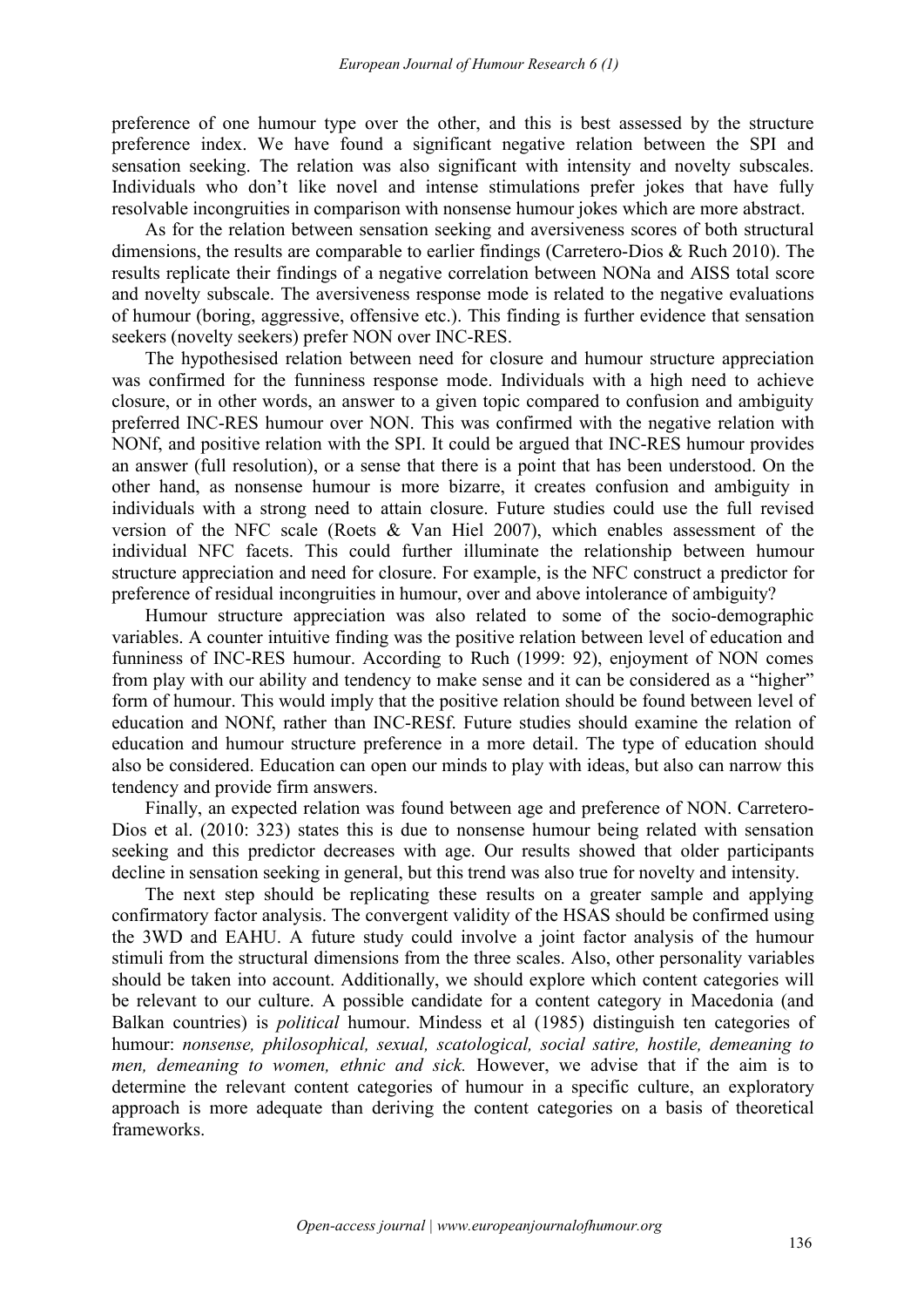preference of one humour type over the other, and this is best assessed by the structure preference index. We have found a significant negative relation between the SPI and sensation seeking. The relation was also significant with intensity and novelty subscales. Individuals who don't like novel and intense stimulations prefer jokes that have fully resolvable incongruities in comparison with nonsense humour jokes which are more abstract.

As for the relation between sensation seeking and aversiveness scores of both structural dimensions, the results are comparable to earlier findings (Carretero-Dios & Ruch 2010). The results replicate their findings of a negative correlation between NONa and AISS total score and novelty subscale. The aversiveness response mode is related to the negative evaluations of humour (boring, aggressive, offensive etc.). This finding is further evidence that sensation seekers (novelty seekers) prefer NON over INC-RES.

The hypothesised relation between need for closure and humour structure appreciation was confirmed for the funniness response mode. Individuals with a high need to achieve closure, or in other words, an answer to a given topic compared to confusion and ambiguity preferred INC-RES humour over NON. This was confirmed with the negative relation with NONf, and positive relation with the SPI. It could be argued that INC-RES humour provides an answer (full resolution), or a sense that there is a point that has been understood. On the other hand, as nonsense humour is more bizarre, it creates confusion and ambiguity in individuals with a strong need to attain closure. Future studies could use the full revised version of the NFC scale (Roets & Van Hiel 2007), which enables assessment of the individual NFC facets. This could further illuminate the relationship between humour structure appreciation and need for closure. For example, is the NFC construct a predictor for preference of residual incongruities in humour, over and above intolerance of ambiguity?

Humour structure appreciation was also related to some of the socio-demographic variables. A counter intuitive finding was the positive relation between level of education and funniness of INC-RES humour. According to Ruch (1999: 92), enjoyment of NON comes from play with our ability and tendency to make sense and it can be considered as a "higher" form of humour. This would imply that the positive relation should be found between level of education and NONf, rather than INC-RESf. Future studies should examine the relation of education and humour structure preference in a more detail. The type of education should also be considered. Education can open our minds to play with ideas, but also can narrow this tendency and provide firm answers.

Finally, an expected relation was found between age and preference of NON. Carretero-Dios et al. (2010: 323) states this is due to nonsense humour being related with sensation seeking and this predictor decreases with age. Our results showed that older participants decline in sensation seeking in general, but this trend was also true for novelty and intensity.

The next step should be replicating these results on a greater sample and applying confirmatory factor analysis. The convergent validity of the HSAS should be confirmed using the 3WD and EAHU. A future study could involve a joint factor analysis of the humour stimuli from the structural dimensions from the three scales. Also, other personality variables should be taken into account. Additionally, we should explore which content categories will be relevant to our culture. A possible candidate for a content category in Macedonia (and Balkan countries) is *political* humour. Mindess et al (1985) distinguish ten categories of humour: *nonsense, philosophical, sexual, scatological, social satire, hostile, demeaning to men, demeaning to women, ethnic and sick.* However, we advise that if the aim is to determine the relevant content categories of humour in a specific culture, an exploratory approach is more adequate than deriving the content categories on a basis of theoretical frameworks.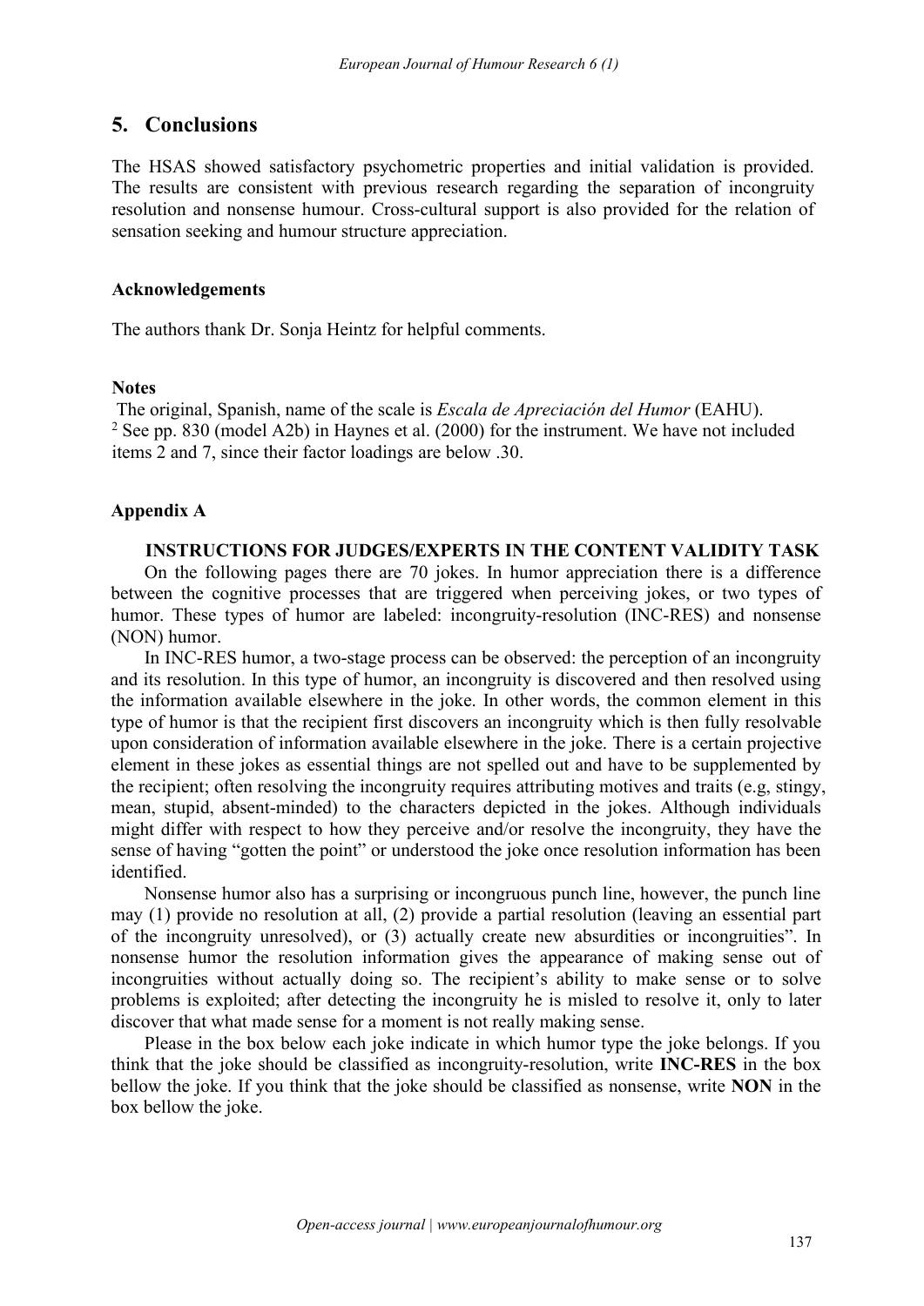## 5. Conclusions

The HSAS showed satisfactory psychometric properties and initial validation is provided. The results are consistent with previous research regarding the separation of incongruity resolution and nonsense humour. Cross-cultural support is also provided for the relation of sensation seeking and humour structure appreciation.

### Acknowledgements

The authors thank Dr. Sonja Heintz for helpful comments.

### Notes

The original, Spanish, name of the scale is *Escala de Apreciación del Humor* (EAHU).
[2] See pp. 830 (model A2b) in Haynes et al. (2000) for the instrument. We have not included items 2 and 7, since their factor loadings are below .30.

### Appendix A

**INSTRUCTIONS FOR JUDGES/EXPERTS IN THE CONTENT VALIDITY TASK**

On the following pages there are 70 jokes. In humor appreciation there is a difference between the cognitive processes that are triggered when perceiving jokes, or two types of humor. These types of humor are labeled: incongruity-resolution (INC-RES) and nonsense (NON) humor.

In INC-RES humor, a two-stage process can be observed: the perception of an incongruity and its resolution. In this type of humor, an incongruity is discovered and then resolved using the information available elsewhere in the joke. In other words, the common element in this type of humor is that the recipient first discovers an incongruity which is then fully resolvable upon consideration of information available elsewhere in the joke. There is a certain projective element in these jokes as essential things are not spelled out and have to be supplemented by the recipient; often resolving the incongruity requires attributing motives and traits (e.g, stingy, mean, stupid, absent-minded) to the characters depicted in the jokes. Although individuals might differ with respect to how they perceive and/or resolve the incongruity, they have the sense of having "gotten the point" or understood the joke once resolution information has been identified.

Nonsense humor also has a surprising or incongruous punch line, however, the punch line may (1) provide no resolution at all, (2) provide a partial resolution (leaving an essential part of the incongruity unresolved), or (3) actually create new absurdities or incongruities". In nonsense humor the resolution information gives the appearance of making sense out of incongruities without actually doing so. The recipient's ability to make sense or to solve problems is exploited; after detecting the incongruity he is misled to resolve it, only to later discover that what made sense for a moment is not really making sense.

Please in the box below each joke indicate in which humor type the joke belongs. If you think that the joke should be classified as incongruity-resolution, write **INC-RES** in the box bellow the joke. If you think that the joke should be classified as nonsense, write **NON** in the box bellow the joke.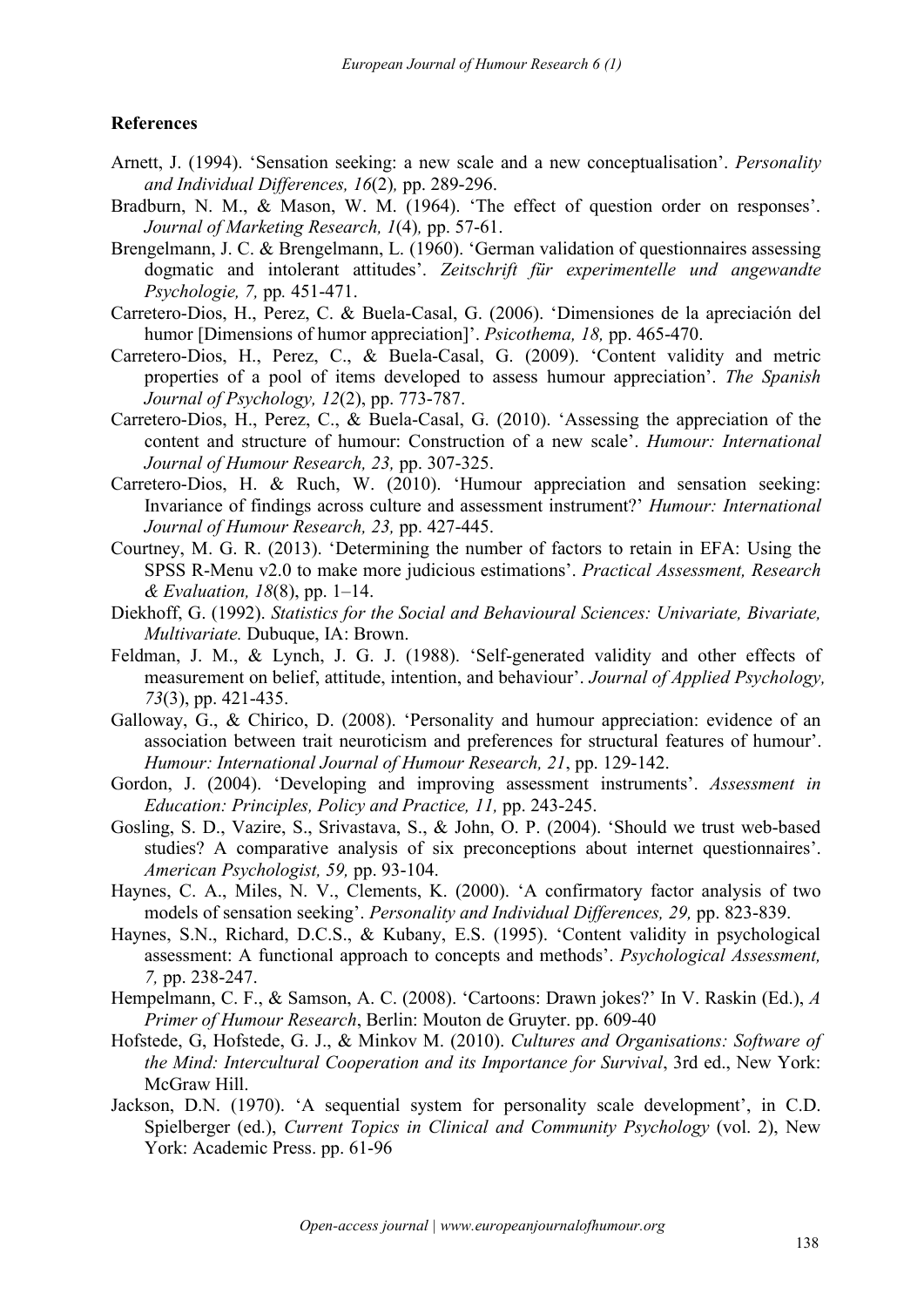## References

Arnett, J. (1994). 'Sensation seeking: a new scale and a new conceptualisation'. *Personality and Individual Differences, 16*(2)*,* pp. 289-296.

Bradburn, N. M., & Mason, W. M. (1964). 'The effect of question order on responses'. *Journal of Marketing Research, 1*(4)*,* pp. 57-61.

Brengelmann, J. C. & Brengelmann, L. (1960). 'German validation of questionnaires assessing dogmatic and intolerant attitudes'. *Zeitschrift für experimentelle und angewandte Psychologie, 7,* pp. 451-471.

Carretero-Dios, H., Perez, C. & Buela-Casal, G. (2006). 'Dimensiones de la apreciación del humor [Dimensions of humor appreciation]'. *Psicothema, 18,* pp. 465-470.

Carretero-Dios, H., Perez, C., & Buela-Casal, G. (2009). 'Content validity and metric properties of a pool of items developed to assess humour appreciation'. *The Spanish Journal of Psychology, 12*(2), pp. 773-787.

Carretero-Dios, H., Perez, C., & Buela-Casal, G. (2010). 'Assessing the appreciation of the content and structure of humour: Construction of a new scale'. *Humour: International Journal of Humour Research, 23,* pp. 307-325.

Carretero-Dios, H. & Ruch, W. (2010). 'Humour appreciation and sensation seeking: Invariance of findings across culture and assessment instrument?' *Humour: International Journal of Humour Research, 23,* pp. 427-445.

Courtney, M. G. R. (2013). 'Determining the number of factors to retain in EFA: Using the SPSS R-Menu v2.0 to make more judicious estimations'. *Practical Assessment, Research & Evaluation, 18*(8), pp. 1–14.

Diekhoff, G. (1992). *Statistics for the Social and Behavioural Sciences: Univariate, Bivariate, Multivariate.* Dubuque, IA: Brown.

Feldman, J. M., & Lynch, J. G. J. (1988). 'Self-generated validity and other effects of measurement on belief, attitude, intention, and behaviour'. *Journal of Applied Psychology, 73*(3), pp. 421-435.

Galloway, G., & Chirico, D. (2008). 'Personality and humour appreciation: evidence of an association between trait neuroticism and preferences for structural features of humour'. *Humour: International Journal of Humour Research, 21*, pp. 129-142.

Gordon, J. (2004). 'Developing and improving assessment instruments'. *Assessment in Education: Principles, Policy and Practice, 11,* pp. 243-245.

Gosling, S. D., Vazire, S., Srivastava, S., & John, O. P. (2004). 'Should we trust web-based studies? A comparative analysis of six preconceptions about internet questionnaires'. *American Psychologist, 59,* pp. 93-104.

Haynes, C. A., Miles, N. V., Clements, K. (2000). 'A confirmatory factor analysis of two models of sensation seeking'. *Personality and Individual Differences, 29,* pp. 823-839.

Haynes, S.N., Richard, D.C.S., & Kubany, E.S. (1995). 'Content validity in psychological assessment: A functional approach to concepts and methods'. *Psychological Assessment, 7,* pp. 238-247.

Hempelmann, C. F., & Samson, A. C. (2008). 'Cartoons: Drawn jokes?' In V. Raskin (Ed.), *A Primer of Humour Research*, Berlin: Mouton de Gruyter. pp. 609-40

Hofstede, G, Hofstede, G. J., & Minkov M. (2010). *Cultures and Organisations: Software of the Mind: Intercultural Cooperation and its Importance for Survival*, 3rd ed., New York: McGraw Hill.

Jackson, D.N. (1970). 'A sequential system for personality scale development', in C.D. Spielberger (ed.), *Current Topics in Clinical and Community Psychology* (vol. 2), New York: Academic Press. pp. 61-96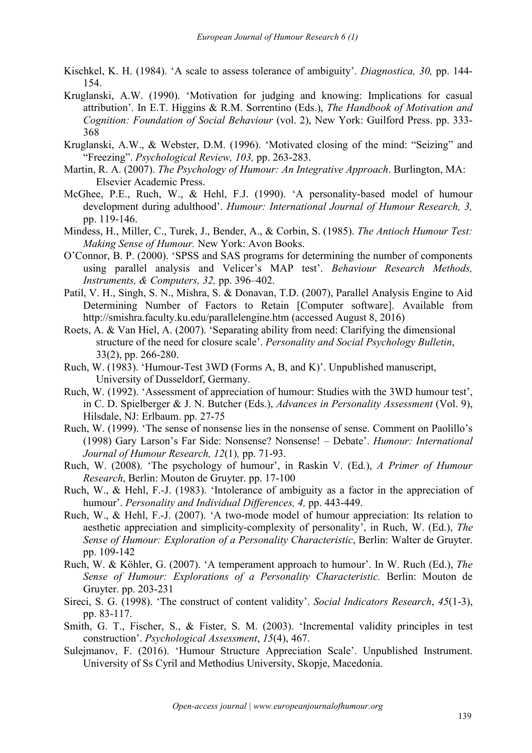Kischkel, K. H. (1984). 'A scale to assess tolerance of ambiguity'. *Diagnostica, 30,* pp. 144-154.

Kruglanski, A.W. (1990). 'Motivation for judging and knowing: Implications for casual attribution'. In E.T. Higgins & R.M. Sorrentino (Eds.), *The Handbook of Motivation and Cognition: Foundation of Social Behaviour* (vol. 2), New York: Guilford Press. pp. 333-368

Kruglanski, A.W., & Webster, D.M. (1996). 'Motivated closing of the mind: "Seizing" and "Freezing". *Psychological Review, 103,* pp. 263-283.

Martin, R. A. (2007). *The Psychology of Humour: An Integrative Approach*. Burlington, MA: Elsevier Academic Press.

McGhee, P.E., Ruch, W., & Hehl, F.J. (1990). 'A personality-based model of humour development during adulthood'. *Humour: International Journal of Humour Research, 3,* pp. 119-146.

Mindess, H., Miller, C., Turek, J., Bender, A., & Corbin, S. (1985). *The Antioch Humour Test: Making Sense of Humour.* New York: Avon Books.

O'Connor, B. P. (2000). 'SPSS and SAS programs for determining the number of components using parallel analysis and Velicer's MAP test'. *Behaviour Research Methods, Instruments, & Computers, 32,* pp. 396–402.

Patil, V. H., Singh, S. N., Mishra, S. & Donavan, T.D. (2007), Parallel Analysis Engine to Aid Determining Number of Factors to Retain [Computer software]. Available from http://smishra.faculty.ku.edu/parallelengine.htm (accessed August 8, 2016)

Roets, A. & Van Hiel, A. (2007). 'Separating ability from need: Clarifying the dimensional structure of the need for closure scale'. *Personality and Social Psychology Bulletin*, 33(2), pp. 266-280.

Ruch, W. (1983). 'Humour-Test 3WD (Forms A, B, and K)'. Unpublished manuscript, University of Dusseldorf, Germany.

Ruch, W. (1992). 'Assessment of appreciation of humour: Studies with the 3WD humour test', in C. D. Spielberger & J. N. Butcher (Eds.), *Advances in Personality Assessment* (Vol. 9), Hilsdale, NJ: Erlbaum. pp. 27-75

Ruch, W. (1999). 'The sense of nonsense lies in the nonsense of sense. Comment on Paolillo's (1998) Gary Larson's Far Side: Nonsense? Nonsense! – Debate'. *Humour: International Journal of Humour Research, 12*(1)*,* pp. 71-93.

Ruch, W. (2008). 'The psychology of humour', in Raskin V. (Ed.), *A Primer of Humour Research*, Berlin: Mouton de Gruyter. pp. 17-100

Ruch, W., & Hehl, F.-J. (1983). 'Intolerance of ambiguity as a factor in the appreciation of humour'. *Personality and Individual Differences, 4,* pp. 443-449.

Ruch, W., & Hehl, F.-J. (2007). 'A two-mode model of humour appreciation: Its relation to aesthetic appreciation and simplicity-complexity of personality', in Ruch, W. (Ed.), *The Sense of Humour: Exploration of a Personality Characteristic*, Berlin: Walter de Gruyter. pp. 109-142

Ruch, W. & Köhler, G. (2007). 'A temperament approach to humour'. In W. Ruch (Ed.), *The Sense of Humour: Explorations of a Personality Characteristic.* Berlin: Mouton de Gruyter. pp. 203-231

Sireci, S. G. (1998). 'The construct of content validity'. *Social Indicators Research*, *45*(1-3), pp. 83-117.

Smith, G. T., Fischer, S., & Fister, S. M. (2003). 'Incremental validity principles in test construction'. *Psychological Assessment*, *15*(4), 467.

Sulejmanov, F. (2016). 'Humour Structure Appreciation Scale'. Unpublished Instrument. University of Ss Cyril and Methodius University, Skopje, Macedonia.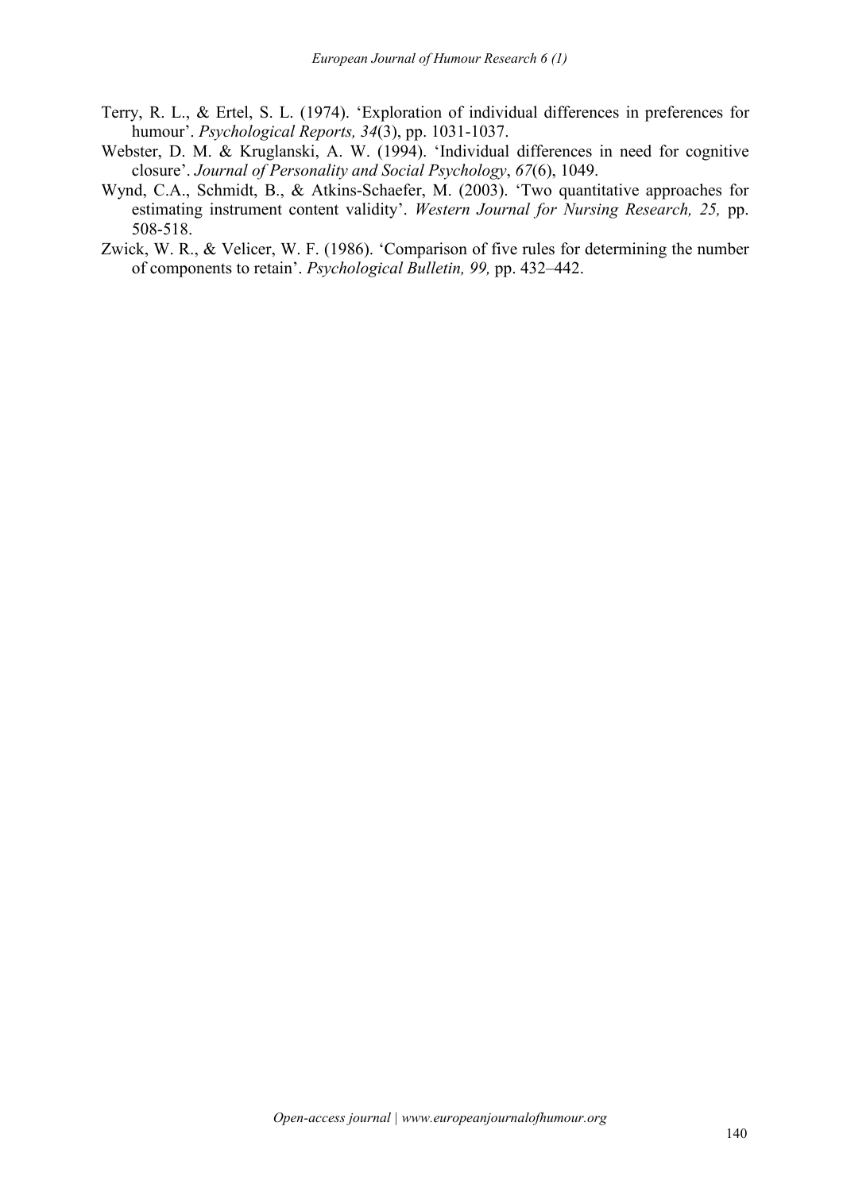Terry, R. L., & Ertel, S. L. (1974). 'Exploration of individual differences in preferences for humour'. *Psychological Reports, 34*(3), pp. 1031-1037.

Webster, D. M. & Kruglanski, A. W. (1994). 'Individual differences in need for cognitive closure'. *Journal of Personality and Social Psychology*, *67*(6), 1049.

Wynd, C.A., Schmidt, B., & Atkins-Schaefer, M. (2003). 'Two quantitative approaches for estimating instrument content validity'. *Western Journal for Nursing Research, 25,* pp. 508-518.

Zwick, W. R., & Velicer, W. F. (1986). 'Comparison of five rules for determining the number of components to retain'. *Psychological Bulletin, 99,* pp. 432–442.